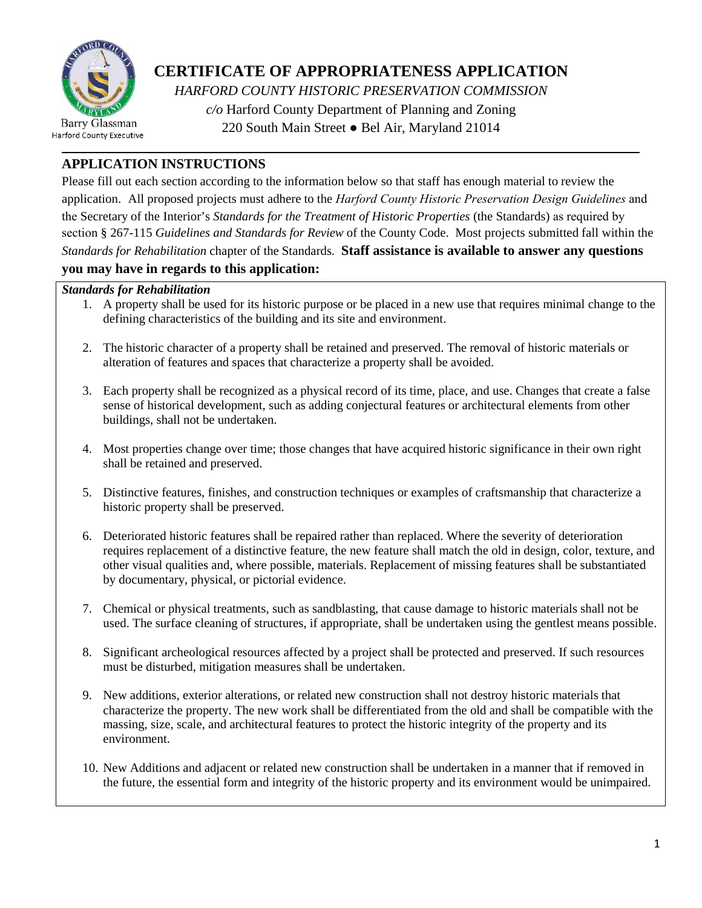Barry Glassman
Harford County Executive

# CERTIFICATE OF APPROPRIATENESS APPLICATION

*HARFORD COUNTY HISTORIC PRESERVATION COMMISSION*

*c/o* Harford County Department of Planning and Zoning

220 South Main Street ● Bel Air, Maryland 21014

## APPLICATION INSTRUCTIONS

Please fill out each section according to the information below so that staff has enough material to review the application. All proposed projects must adhere to the *Harford County Historic Preservation Design Guidelines* and the Secretary of the Interior's *Standards for the Treatment of Historic Properties* (the Standards) as required by section § 267-115 *Guidelines and Standards for Review* of the County Code. Most projects submitted fall within the *Standards for Rehabilitation* chapter of the Standards. **Staff assistance is available to answer any questions you may have in regards to this application:**

***Standards for Rehabilitation***

1. A property shall be used for its historic purpose or be placed in a new use that requires minimal change to the defining characteristics of the building and its site and environment.
2. The historic character of a property shall be retained and preserved. The removal of historic materials or alteration of features and spaces that characterize a property shall be avoided.
3. Each property shall be recognized as a physical record of its time, place, and use. Changes that create a false sense of historical development, such as adding conjectural features or architectural elements from other buildings, shall not be undertaken.
4. Most properties change over time; those changes that have acquired historic significance in their own right shall be retained and preserved.
5. Distinctive features, finishes, and construction techniques or examples of craftsmanship that characterize a historic property shall be preserved.
6. Deteriorated historic features shall be repaired rather than replaced. Where the severity of deterioration requires replacement of a distinctive feature, the new feature shall match the old in design, color, texture, and other visual qualities and, where possible, materials. Replacement of missing features shall be substantiated by documentary, physical, or pictorial evidence.
7. Chemical or physical treatments, such as sandblasting, that cause damage to historic materials shall not be used. The surface cleaning of structures, if appropriate, shall be undertaken using the gentlest means possible.
8. Significant archeological resources affected by a project shall be protected and preserved. If such resources must be disturbed, mitigation measures shall be undertaken.
9. New additions, exterior alterations, or related new construction shall not destroy historic materials that characterize the property. The new work shall be differentiated from the old and shall be compatible with the massing, size, scale, and architectural features to protect the historic integrity of the property and its environment.
10. New Additions and adjacent or related new construction shall be undertaken in a manner that if removed in the future, the essential form and integrity of the historic property and its environment would be unimpaired.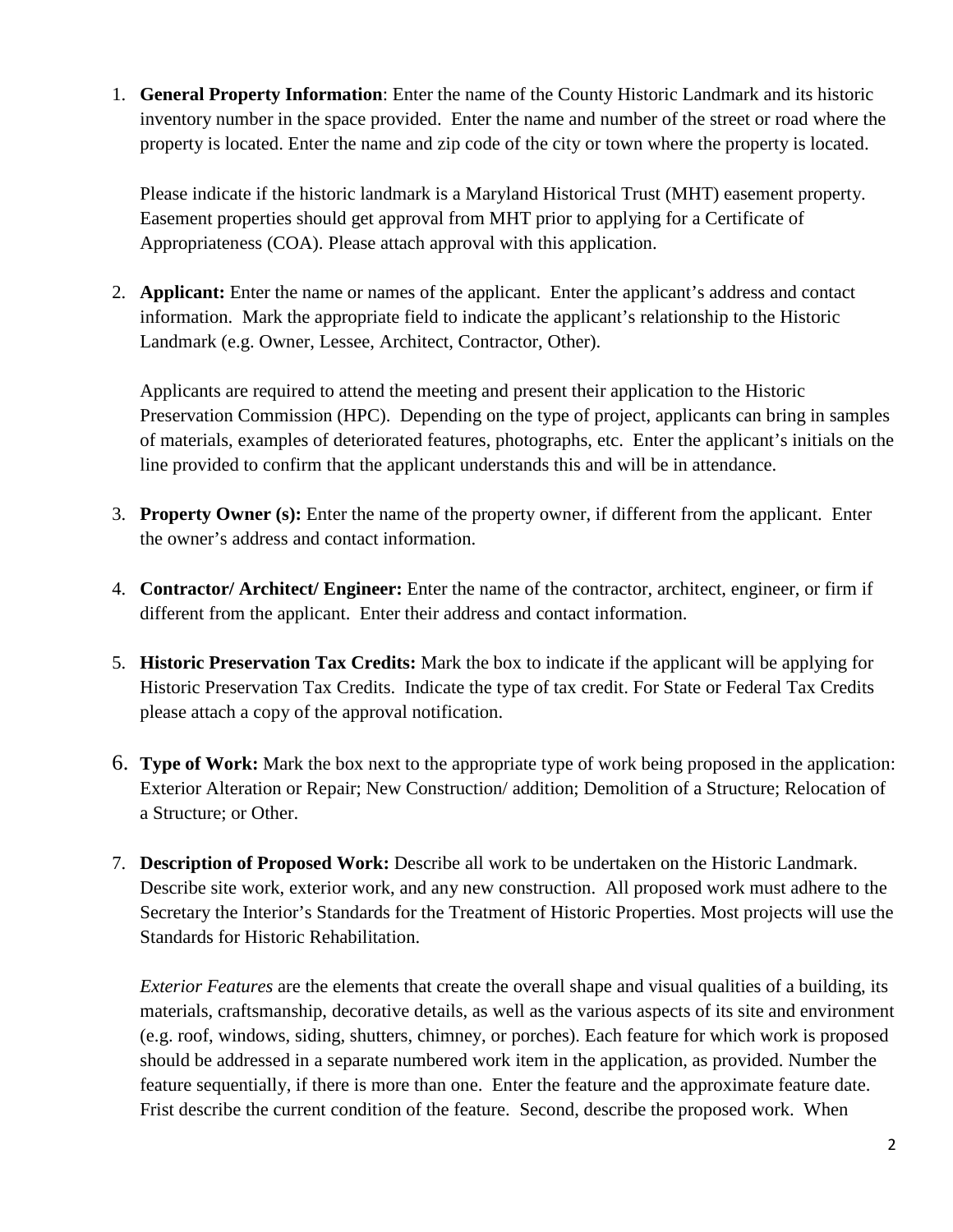1. **General Property Information**: Enter the name of the County Historic Landmark and its historic inventory number in the space provided. Enter the name and number of the street or road where the property is located. Enter the name and zip code of the city or town where the property is located.

   Please indicate if the historic landmark is a Maryland Historical Trust (MHT) easement property. Easement properties should get approval from MHT prior to applying for a Certificate of Appropriateness (COA). Please attach approval with this application.

2. **Applicant:** Enter the name or names of the applicant. Enter the applicant's address and contact information. Mark the appropriate field to indicate the applicant's relationship to the Historic Landmark (e.g. Owner, Lessee, Architect, Contractor, Other).

   Applicants are required to attend the meeting and present their application to the Historic Preservation Commission (HPC). Depending on the type of project, applicants can bring in samples of materials, examples of deteriorated features, photographs, etc. Enter the applicant's initials on the line provided to confirm that the applicant understands this and will be in attendance.

3. **Property Owner (s):** Enter the name of the property owner, if different from the applicant. Enter the owner's address and contact information.

4. **Contractor/ Architect/ Engineer:** Enter the name of the contractor, architect, engineer, or firm if different from the applicant. Enter their address and contact information.

5. **Historic Preservation Tax Credits:** Mark the box to indicate if the applicant will be applying for Historic Preservation Tax Credits. Indicate the type of tax credit. For State or Federal Tax Credits please attach a copy of the approval notification.

6. **Type of Work:** Mark the box next to the appropriate type of work being proposed in the application: Exterior Alteration or Repair; New Construction/ addition; Demolition of a Structure; Relocation of a Structure; or Other.

7. **Description of Proposed Work:** Describe all work to be undertaken on the Historic Landmark. Describe site work, exterior work, and any new construction. All proposed work must adhere to the Secretary the Interior's Standards for the Treatment of Historic Properties. Most projects will use the Standards for Historic Rehabilitation.

   *Exterior Features* are the elements that create the overall shape and visual qualities of a building, its materials, craftsmanship, decorative details, as well as the various aspects of its site and environment (e.g. roof, windows, siding, shutters, chimney, or porches). Each feature for which work is proposed should be addressed in a separate numbered work item in the application, as provided. Number the feature sequentially, if there is more than one. Enter the feature and the approximate feature date. Frist describe the current condition of the feature. Second, describe the proposed work. When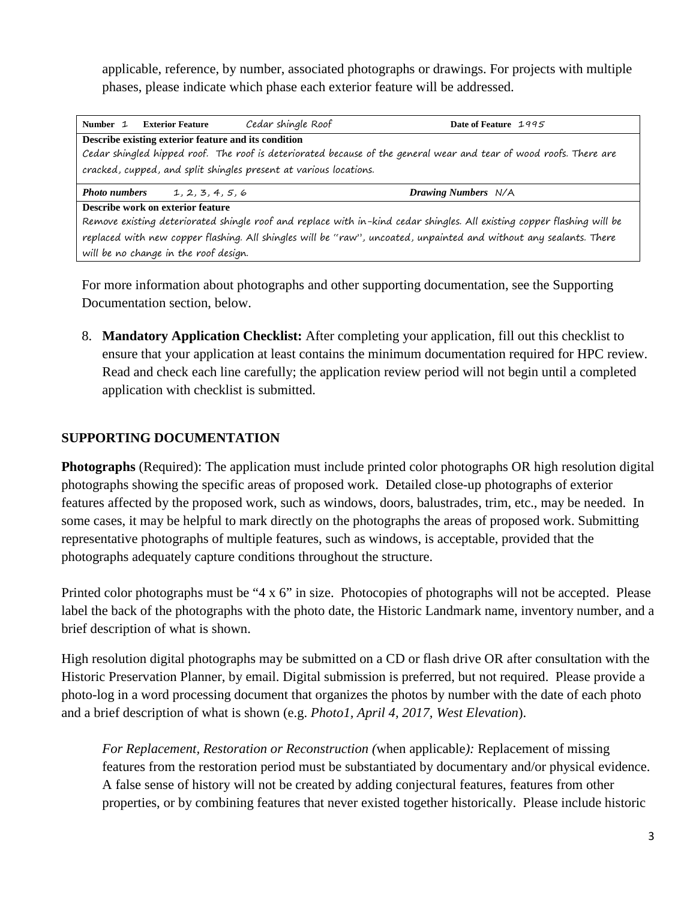applicable, reference, by number, associated photographs or drawings. For projects with multiple phases, please indicate which phase each exterior feature will be addressed.

| **Number** 1 | **Exterior Feature** Cedar shingle Roof | **Date of Feature** 1995 |
|---|---|---|
| **Describe existing exterior feature and its condition** Cedar shingled hipped roof. The roof is deteriorated because of the general wear and tear of wood roofs. There are cracked, cupped, and split shingles present at various locations. | | |
| ***Photo numbers*** 1, 2, 3, 4, 5, 6 | | ***Drawing Numbers*** N/A |
| **Describe work on exterior feature** Remove existing deteriorated shingle roof and replace with in-kind cedar shingles. All existing copper flashing will be replaced with new copper flashing. All shingles will be "raw", uncoated, unpainted and without any sealants. There will be no change in the roof design. | | |

For more information about photographs and other supporting documentation, see the Supporting Documentation section, below.

8. **Mandatory Application Checklist:** After completing your application, fill out this checklist to ensure that your application at least contains the minimum documentation required for HPC review. Read and check each line carefully; the application review period will not begin until a completed application with checklist is submitted.

## SUPPORTING DOCUMENTATION

**Photographs** (Required): The application must include printed color photographs OR high resolution digital photographs showing the specific areas of proposed work. Detailed close-up photographs of exterior features affected by the proposed work, such as windows, doors, balustrades, trim, etc., may be needed. In some cases, it may be helpful to mark directly on the photographs the areas of proposed work. Submitting representative photographs of multiple features, such as windows, is acceptable, provided that the photographs adequately capture conditions throughout the structure.

Printed color photographs must be "4 x 6" in size. Photocopies of photographs will not be accepted. Please label the back of the photographs with the photo date, the Historic Landmark name, inventory number, and a brief description of what is shown.

High resolution digital photographs may be submitted on a CD or flash drive OR after consultation with the Historic Preservation Planner, by email. Digital submission is preferred, but not required. Please provide a photo-log in a word processing document that organizes the photos by number with the date of each photo and a brief description of what is shown (e.g. *Photo1, April 4, 2017, West Elevation*).

*For Replacement, Restoration or Reconstruction (*when applicable*):* Replacement of missing features from the restoration period must be substantiated by documentary and/or physical evidence. A false sense of history will not be created by adding conjectural features, features from other properties, or by combining features that never existed together historically. Please include historic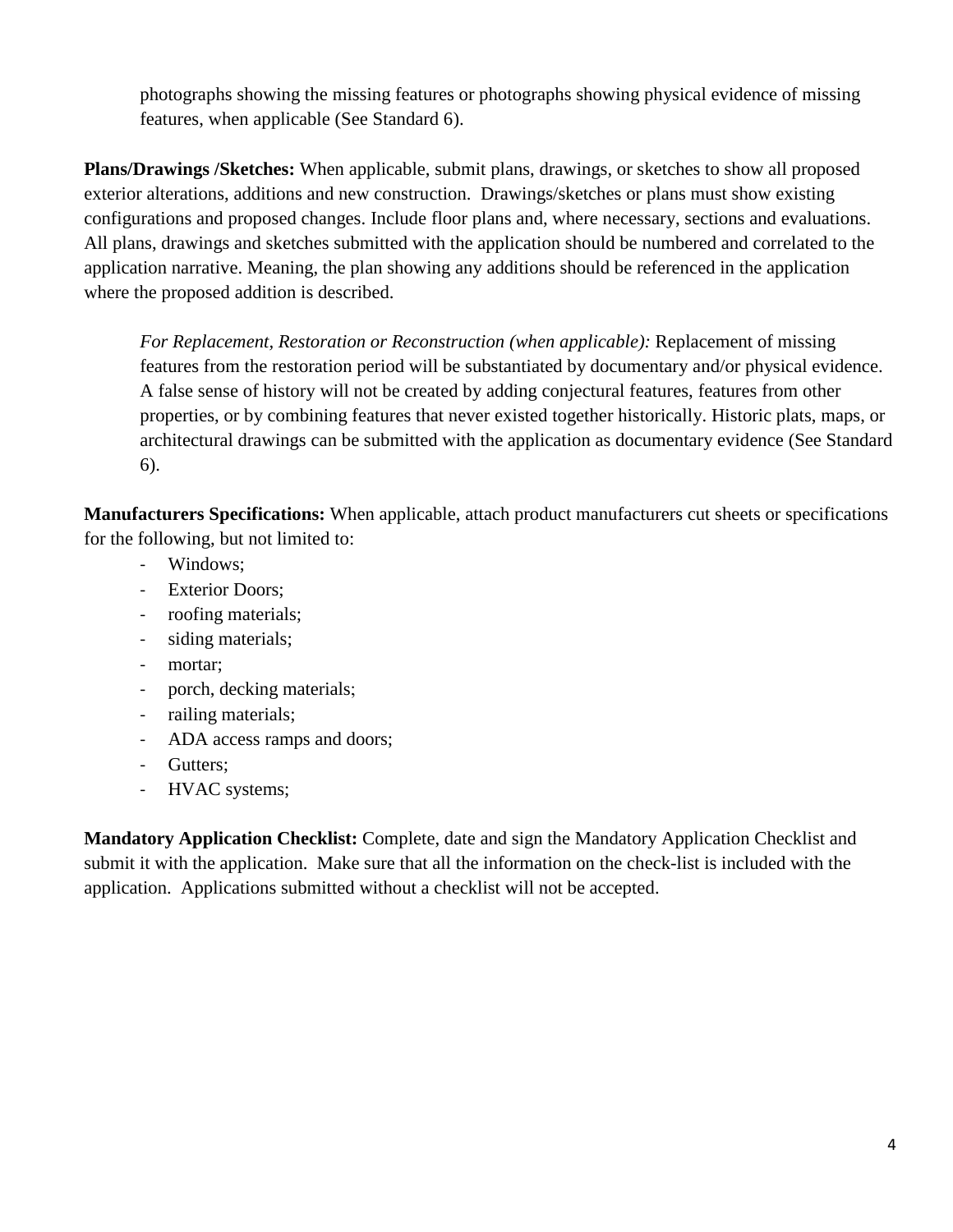photographs showing the missing features or photographs showing physical evidence of missing features, when applicable (See Standard 6).

**Plans/Drawings /Sketches:** When applicable, submit plans, drawings, or sketches to show all proposed exterior alterations, additions and new construction.  Drawings/sketches or plans must show existing configurations and proposed changes. Include floor plans and, where necessary, sections and evaluations. All plans, drawings and sketches submitted with the application should be numbered and correlated to the application narrative. Meaning, the plan showing any additions should be referenced in the application where the proposed addition is described.

*For Replacement, Restoration or Reconstruction (when applicable):* Replacement of missing features from the restoration period will be substantiated by documentary and/or physical evidence. A false sense of history will not be created by adding conjectural features, features from other properties, or by combining features that never existed together historically. Historic plats, maps, or architectural drawings can be submitted with the application as documentary evidence (See Standard 6).

**Manufacturers Specifications:** When applicable, attach product manufacturers cut sheets or specifications for the following, but not limited to:

- Windows;
- Exterior Doors;
- roofing materials;
- siding materials;
- mortar;
- porch, decking materials;
- railing materials;
- ADA access ramps and doors;
- Gutters;
- HVAC systems;

**Mandatory Application Checklist:** Complete, date and sign the Mandatory Application Checklist and submit it with the application.  Make sure that all the information on the check-list is included with the application.  Applications submitted without a checklist will not be accepted.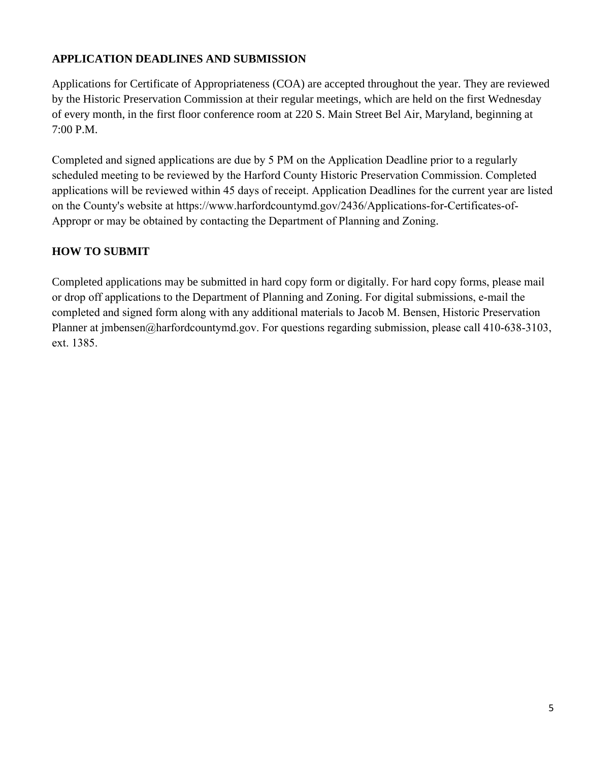## APPLICATION DEADLINES AND SUBMISSION

Applications for Certificate of Appropriateness (COA) are accepted throughout the year. They are reviewed by the Historic Preservation Commission at their regular meetings, which are held on the first Wednesday of every month, in the first floor conference room at 220 S. Main Street Bel Air, Maryland, beginning at 7:00 P.M.

Completed and signed applications are due by 5 PM on the Application Deadline prior to a regularly scheduled meeting to be reviewed by the Harford County Historic Preservation Commission. Completed applications will be reviewed within 45 days of receipt. Application Deadlines for the current year are listed on the County's website at https://www.harfordcountymd.gov/2436/Applications-for-Certificates-of-Appropr or may be obtained by contacting the Department of Planning and Zoning.

## HOW TO SUBMIT

Completed applications may be submitted in hard copy form or digitally. For hard copy forms, please mail or drop off applications to the Department of Planning and Zoning. For digital submissions, e-mail the completed and signed form along with any additional materials to Jacob M. Bensen, Historic Preservation Planner at jmbensen@harfordcountymd.gov. For questions regarding submission, please call 410-638-3103, ext. 1385.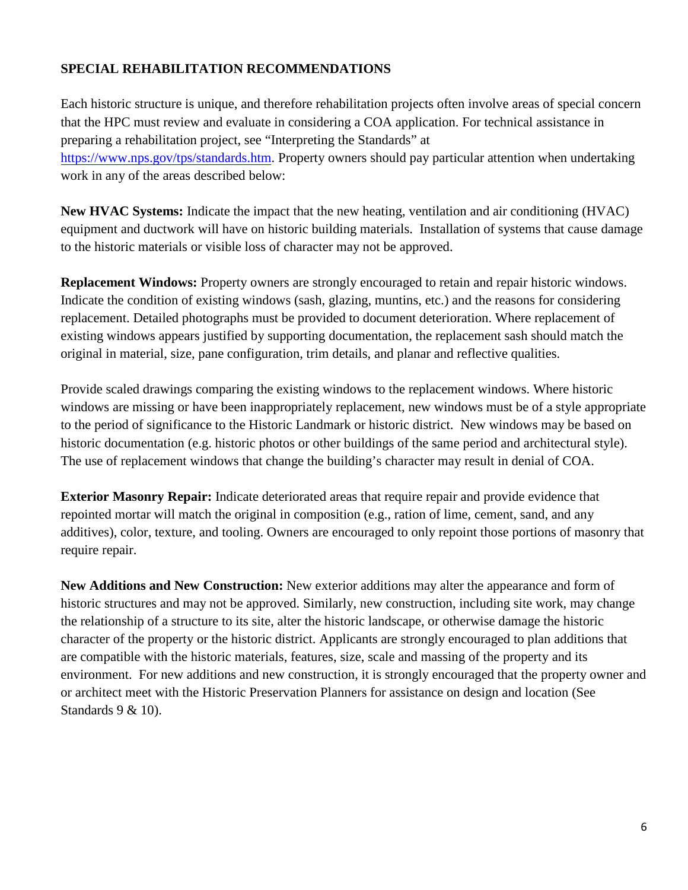## SPECIAL REHABILITATION RECOMMENDATIONS

Each historic structure is unique, and therefore rehabilitation projects often involve areas of special concern that the HPC must review and evaluate in considering a COA application. For technical assistance in preparing a rehabilitation project, see "Interpreting the Standards" at [https://www.nps.gov/tps/standards.htm](https://www.nps.gov/tps/standards.htm). Property owners should pay particular attention when undertaking work in any of the areas described below:

**New HVAC Systems:** Indicate the impact that the new heating, ventilation and air conditioning (HVAC) equipment and ductwork will have on historic building materials. Installation of systems that cause damage to the historic materials or visible loss of character may not be approved.

**Replacement Windows:** Property owners are strongly encouraged to retain and repair historic windows. Indicate the condition of existing windows (sash, glazing, muntins, etc.) and the reasons for considering replacement. Detailed photographs must be provided to document deterioration. Where replacement of existing windows appears justified by supporting documentation, the replacement sash should match the original in material, size, pane configuration, trim details, and planar and reflective qualities.

Provide scaled drawings comparing the existing windows to the replacement windows. Where historic windows are missing or have been inappropriately replacement, new windows must be of a style appropriate to the period of significance to the Historic Landmark or historic district. New windows may be based on historic documentation (e.g. historic photos or other buildings of the same period and architectural style). The use of replacement windows that change the building's character may result in denial of COA.

**Exterior Masonry Repair:** Indicate deteriorated areas that require repair and provide evidence that repointed mortar will match the original in composition (e.g., ration of lime, cement, sand, and any additives), color, texture, and tooling. Owners are encouraged to only repoint those portions of masonry that require repair.

**New Additions and New Construction:** New exterior additions may alter the appearance and form of historic structures and may not be approved. Similarly, new construction, including site work, may change the relationship of a structure to its site, alter the historic landscape, or otherwise damage the historic character of the property or the historic district. Applicants are strongly encouraged to plan additions that are compatible with the historic materials, features, size, scale and massing of the property and its environment. For new additions and new construction, it is strongly encouraged that the property owner and or architect meet with the Historic Preservation Planners for assistance on design and location (See Standards 9 & 10).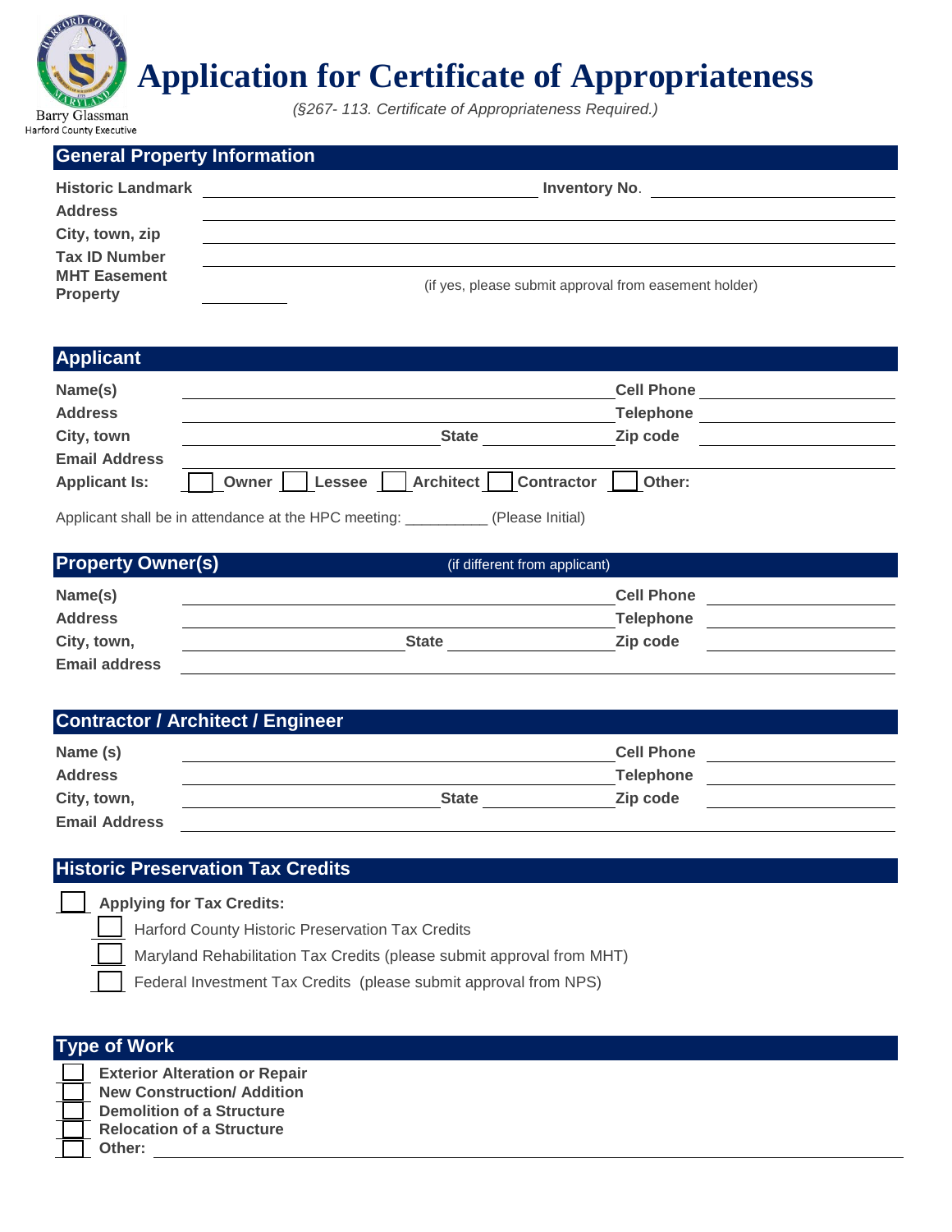Barry Glassman
Harford County Executive

# Application for Certificate of Appropriateness

*(§267- 113. Certificate of Appropriateness Required.)*

## General Property Information

**Historic Landmark** ______________________ **Inventory No**. ______________

**Address** ______________________________________________

**City, town, zip** ______________________________________________

**Tax ID Number** ______________________________________________

**MHT Easement Property** ________ (if yes, please submit approval from easement holder)

## Applicant

**Name(s)** ______________________ **Cell Phone** ______________

**Address** ______________________ **Telephone** ______________

**City, town** ____________ **State** ________ **Zip code** ______________

**Email Address** ______________________________________________

**Applicant Is:** ☐ **Owner** ☐ **Lessee** ☐ **Architect** ☐ **Contractor** ☐ **Other:**

Applicant shall be in attendance at the HPC meeting: __________ (Please Initial)

## Property Owner(s) (if different from applicant)

**Name(s)** ______________________ **Cell Phone** ______________

**Address** ______________________ **Telephone** ______________

**City, town,** ____________ **State** ________ **Zip code** ______________

**Email address** ______________________________________________

## Contractor / Architect / Engineer

**Name (s)** ______________________ **Cell Phone** ______________

**Address** ______________________ **Telephone** ______________

**City, town,** ____________ **State** ________ **Zip code** ______________

**Email Address** ______________________________________________

## Historic Preservation Tax Credits

☐ **Applying for Tax Credits:**

- ☐ Harford County Historic Preservation Tax Credits
- ☐ Maryland Rehabilitation Tax Credits (please submit approval from MHT)
- ☐ Federal Investment Tax Credits (please submit approval from NPS)

## Type of Work

- ☐ **Exterior Alteration or Repair**
- ☐ **New Construction/ Addition**
- ☐ **Demolition of a Structure**
- ☐ **Relocation of a Structure**
- ☐ **Other:** ______________________________________________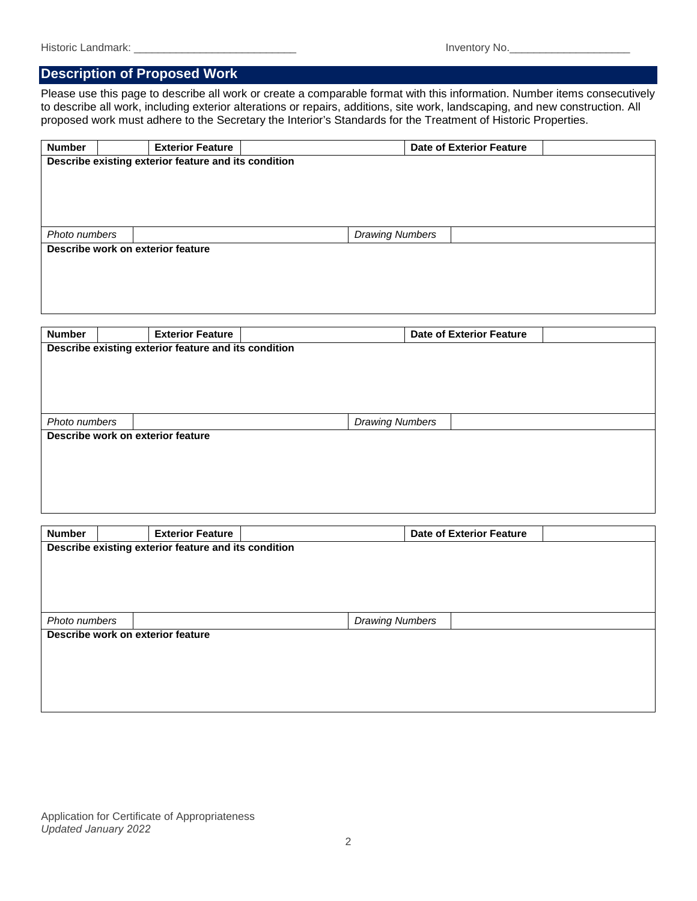Historic Landmark: ___________________________ Inventory No.____________________

## Description of Proposed Work

Please use this page to describe all work or create a comparable format with this information. Number items consecutively to describe all work, including exterior alterations or repairs, additions, site work, landscaping, and new construction. All proposed work must adhere to the Secretary the Interior's Standards for the Treatment of Historic Properties.

| **Number** | | **Exterior Feature** | | **Date of Exterior Feature** | |
|---|---|---|---|---|---|
| **Describe existing exterior feature and its condition** | | | | | |
| *Photo numbers* | | | *Drawing Numbers* | | |
| **Describe work on exterior feature** | | | | | |

| **Number** | | **Exterior Feature** | | **Date of Exterior Feature** | |
|---|---|---|---|---|---|
| **Describe existing exterior feature and its condition** | | | | | |
| *Photo numbers* | | | *Drawing Numbers* | | |
| **Describe work on exterior feature** | | | | | |

| **Number** | | **Exterior Feature** | | **Date of Exterior Feature** | |
|---|---|---|---|---|---|
| **Describe existing exterior feature and its condition** | | | | | |
| *Photo numbers* | | | *Drawing Numbers* | | |
| **Describe work on exterior feature** | | | | | |

Application for Certificate of Appropriateness
*Updated January 2022*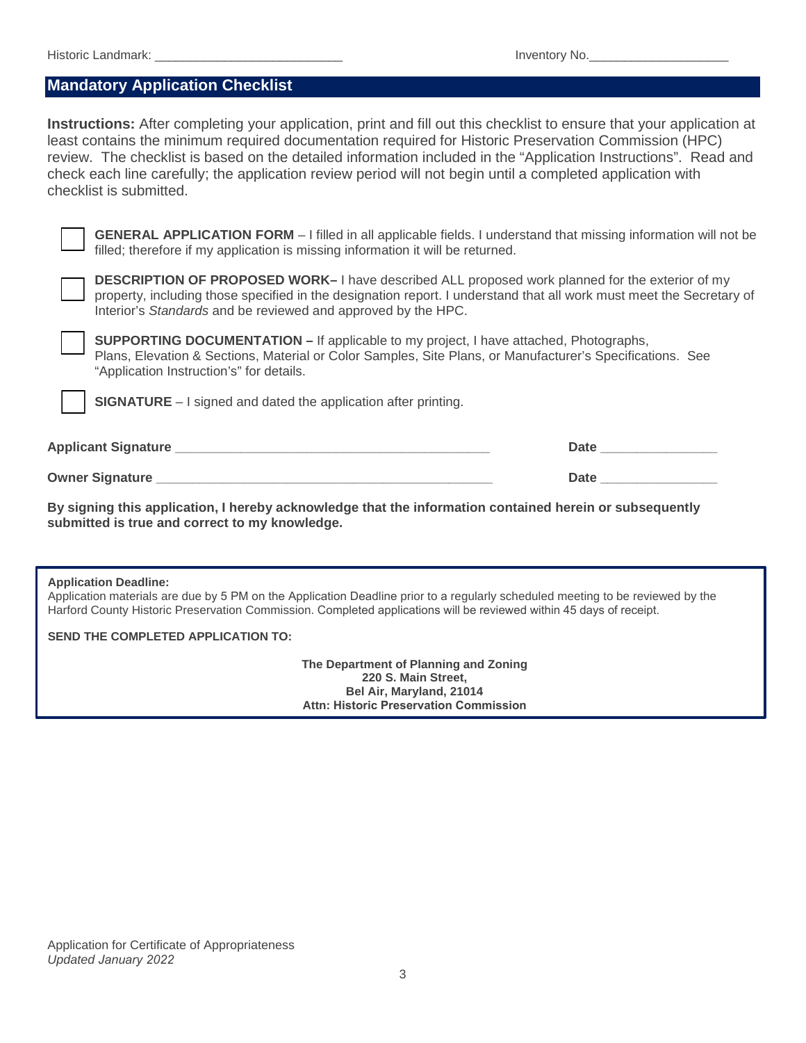Historic Landmark: ___________________________ Inventory No.____________________

## Mandatory Application Checklist

**Instructions:** After completing your application, print and fill out this checklist to ensure that your application at least contains the minimum required documentation required for Historic Preservation Commission (HPC) review. The checklist is based on the detailed information included in the "Application Instructions". Read and check each line carefully; the application review period will not begin until a completed application with checklist is submitted.

- [ ] **GENERAL APPLICATION FORM** – I filled in all applicable fields. I understand that missing information will not be filled; therefore if my application is missing information it will be returned.
- [ ] **DESCRIPTION OF PROPOSED WORK–** I have described ALL proposed work planned for the exterior of my property, including those specified in the designation report. I understand that all work must meet the Secretary of Interior's *Standards* and be reviewed and approved by the HPC.
- [ ] **SUPPORTING DOCUMENTATION –** If applicable to my project, I have attached, Photographs, Plans, Elevation & Sections, Material or Color Samples, Site Plans, or Manufacturer's Specifications. See "Application Instruction's" for details.
- [ ] **SIGNATURE** – I signed and dated the application after printing.

**Applicant Signature** ____________________________________________ **Date** ________________

**Owner Signature** _______________________________________________ **Date** ________________

**By signing this application, I hereby acknowledge that the information contained herein or subsequently submitted is true and correct to my knowledge.**

**Application Deadline:**
Application materials are due by 5 PM on the Application Deadline prior to a regularly scheduled meeting to be reviewed by the Harford County Historic Preservation Commission. Completed applications will be reviewed within 45 days of receipt.

**SEND THE COMPLETED APPLICATION TO:**

**The Department of Planning and Zoning**
**220 S. Main Street,**
**Bel Air, Maryland, 21014**
**Attn: Historic Preservation Commission**

Application for Certificate of Appropriateness
*Updated January 2022*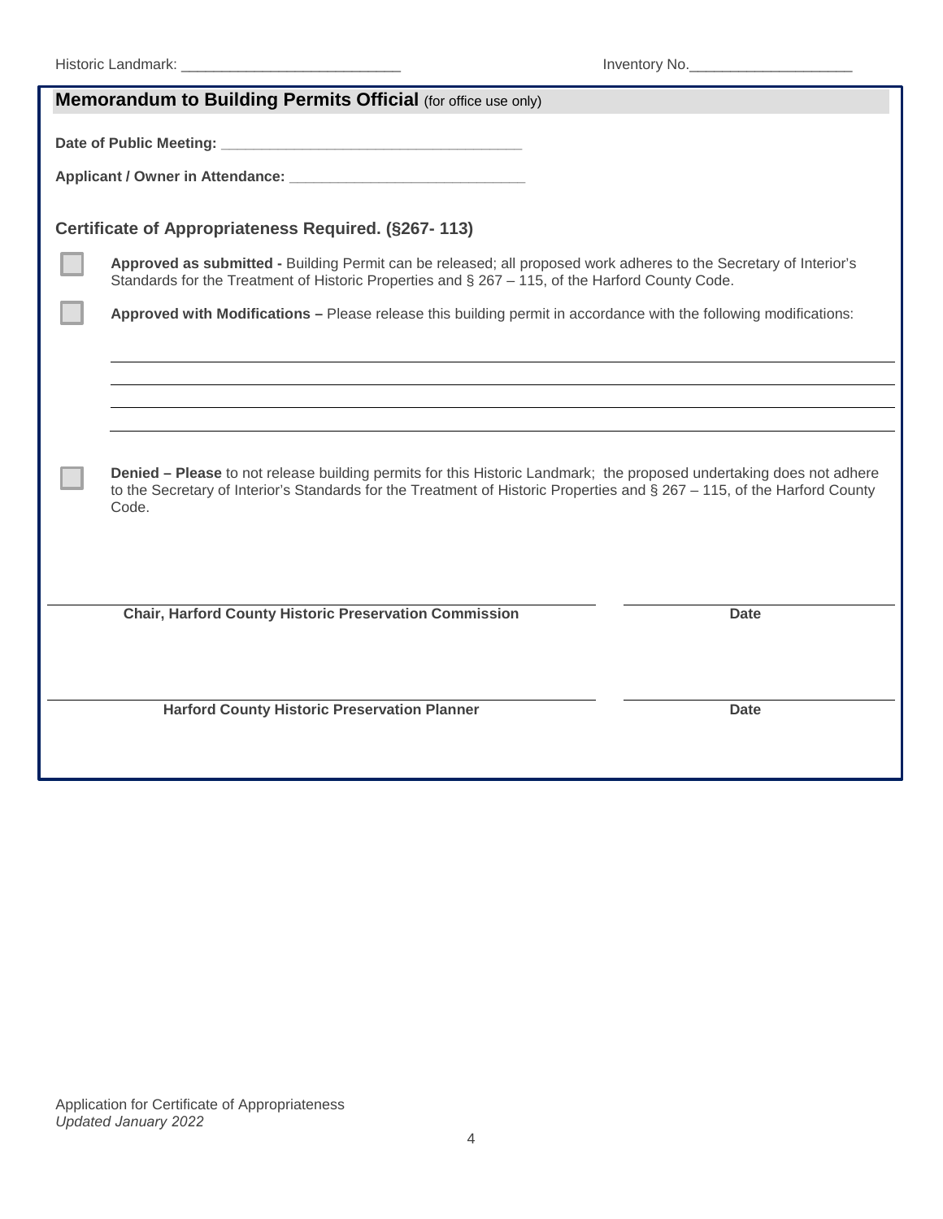Historic Landmark: ___________________________ Inventory No.____________________

## Memorandum to Building Permits Official (for office use only)

**Date of Public Meeting:** ___________________________________

**Applicant / Owner in Attendance:** ____________________________

### Certificate of Appropriateness Required. (§267- 113)

☐ **Approved as submitted -** Building Permit can be released; all proposed work adheres to the Secretary of Interior's Standards for the Treatment of Historic Properties and § 267 – 115, of the Harford County Code.

☐ **Approved with Modifications –** Please release this building permit in accordance with the following modifications:

_______________________________________________________________________________

_______________________________________________________________________________

_______________________________________________________________________________

_______________________________________________________________________________

☐ **Denied – Please** to not release building permits for this Historic Landmark; the proposed undertaking does not adhere to the Secretary of Interior's Standards for the Treatment of Historic Properties and § 267 – 115, of the Harford County Code.

_______________________________________________ ____________________

**Chair, Harford County Historic Preservation Commission** **Date**

_______________________________________________ ____________________

**Harford County Historic Preservation Planner** **Date**

Application for Certificate of Appropriateness
*Updated January 2022*